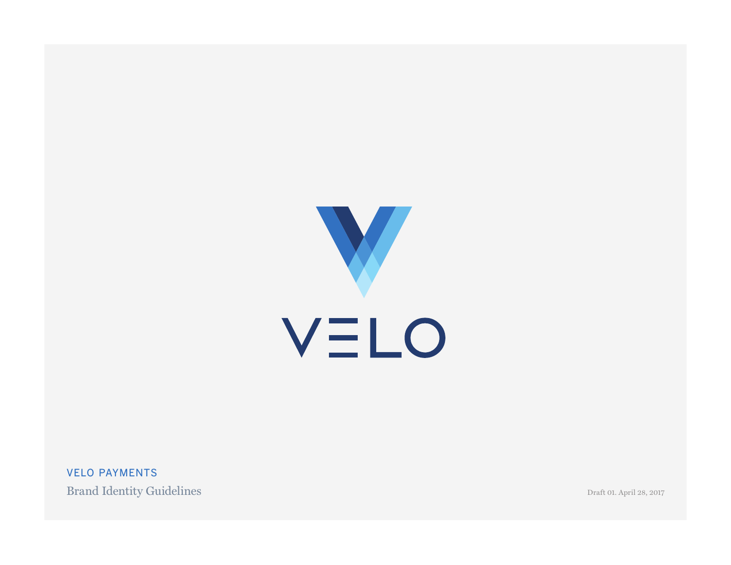VELO

VELO PAYMENTS

Brand Identity Guidelines

Draft 01. April 28, 2017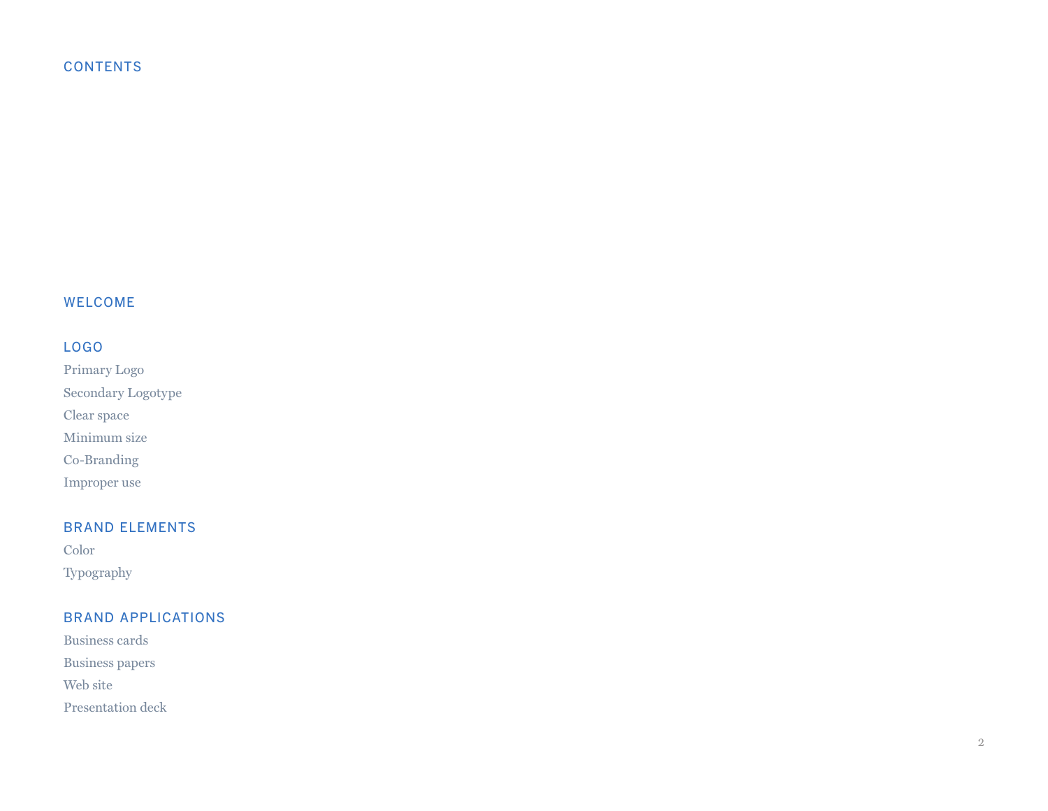# CONTENTS

## WELCOME

## LOGO

Primary Logo

Secondary Logotype

Clear space

Minimum size

Co-Branding

Improper use

## BRAND ELEMENTS

Color

Typography

## BRAND APPLICATIONS

Business cards

Business papers

Web site

Presentation deck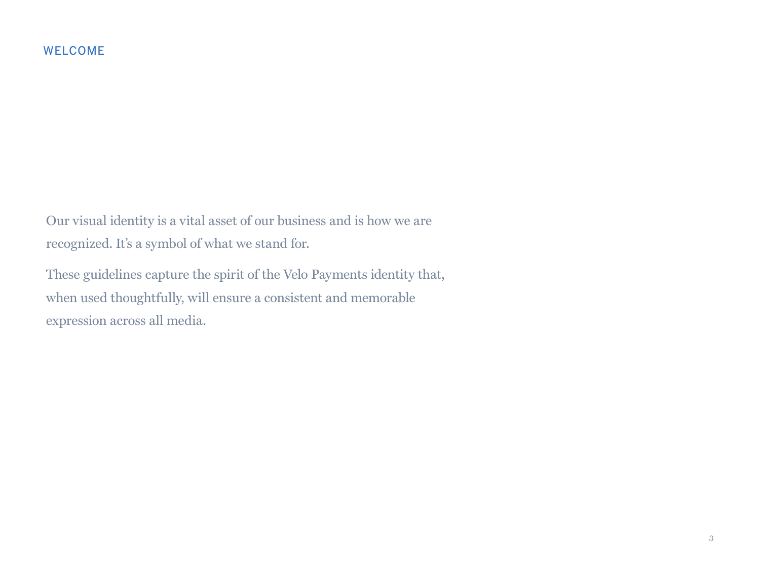## WELCOME

Our visual identity is a vital asset of our business and is how we are recognized. It's a symbol of what we stand for.

These guidelines capture the spirit of the Velo Payments identity that, when used thoughtfully, will ensure a consistent and memorable expression across all media.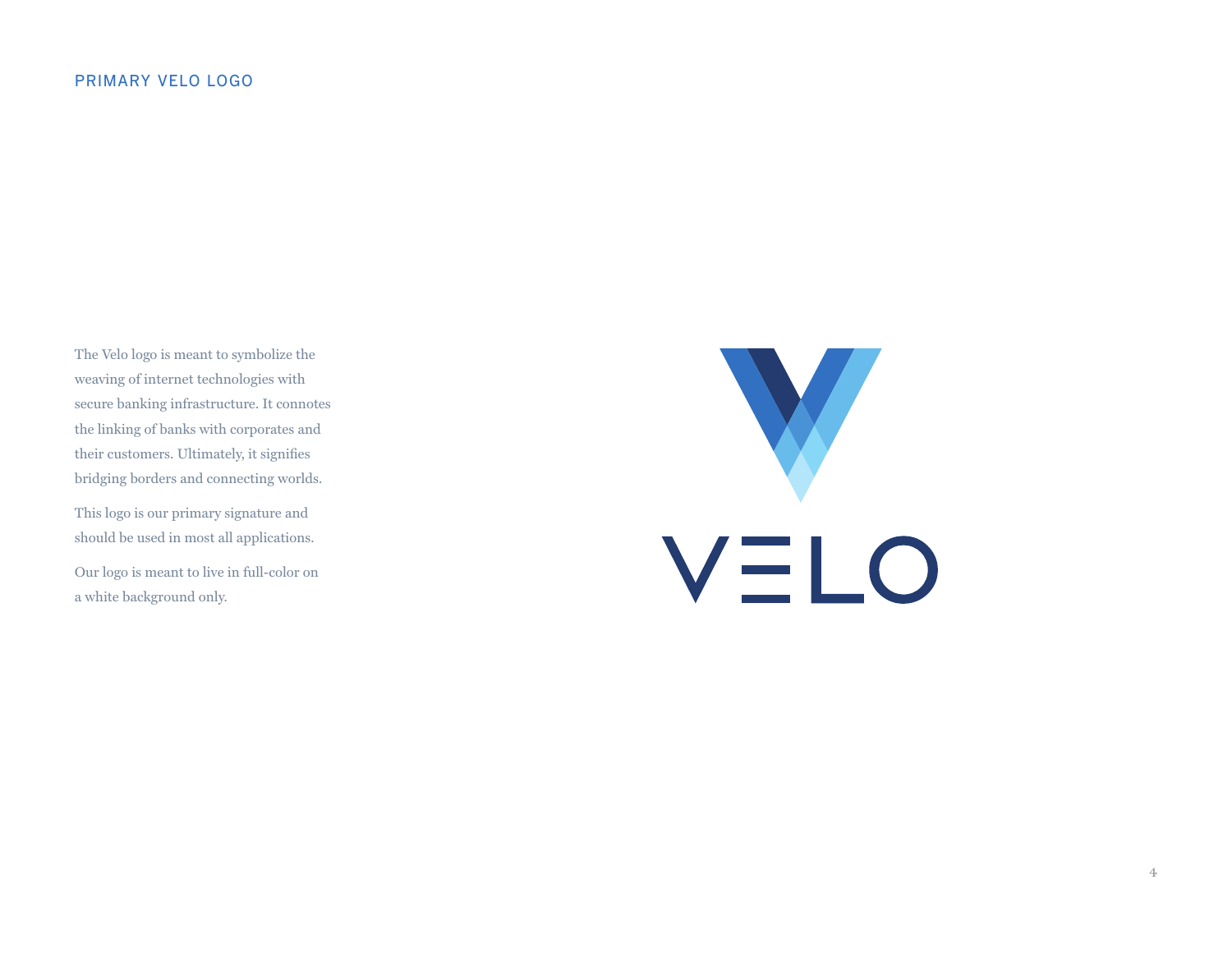## PRIMARY VELO LOGO

The Velo logo is meant to symbolize the weaving of internet technologies with secure banking infrastructure. It connotes the linking of banks with corporates and their customers. Ultimately, it signifies bridging borders and connecting worlds.

This logo is our primary signature and should be used in most all applications.

Our logo is meant to live in full-color on a white background only.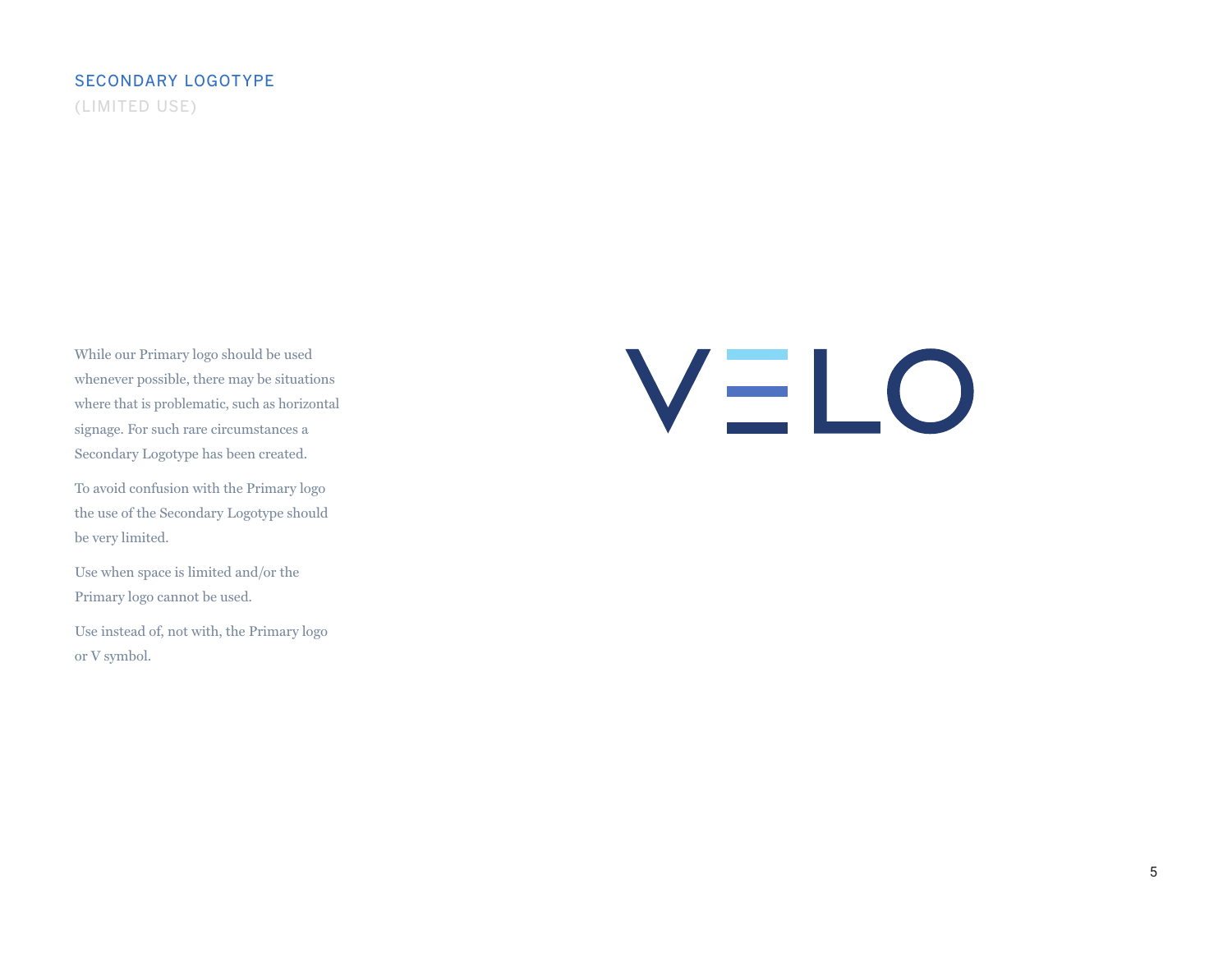## SECONDARY LOGOTYPE

(LIMITED USE)

While our Primary logo should be used whenever possible, there may be situations where that is problematic, such as horizontal signage. For such rare circumstances a Secondary Logotype has been created.

To avoid confusion with the Primary logo the use of the Secondary Logotype should be very limited.

Use when space is limited and/or the Primary logo cannot be used.

Use instead of, not with, the Primary logo or V symbol.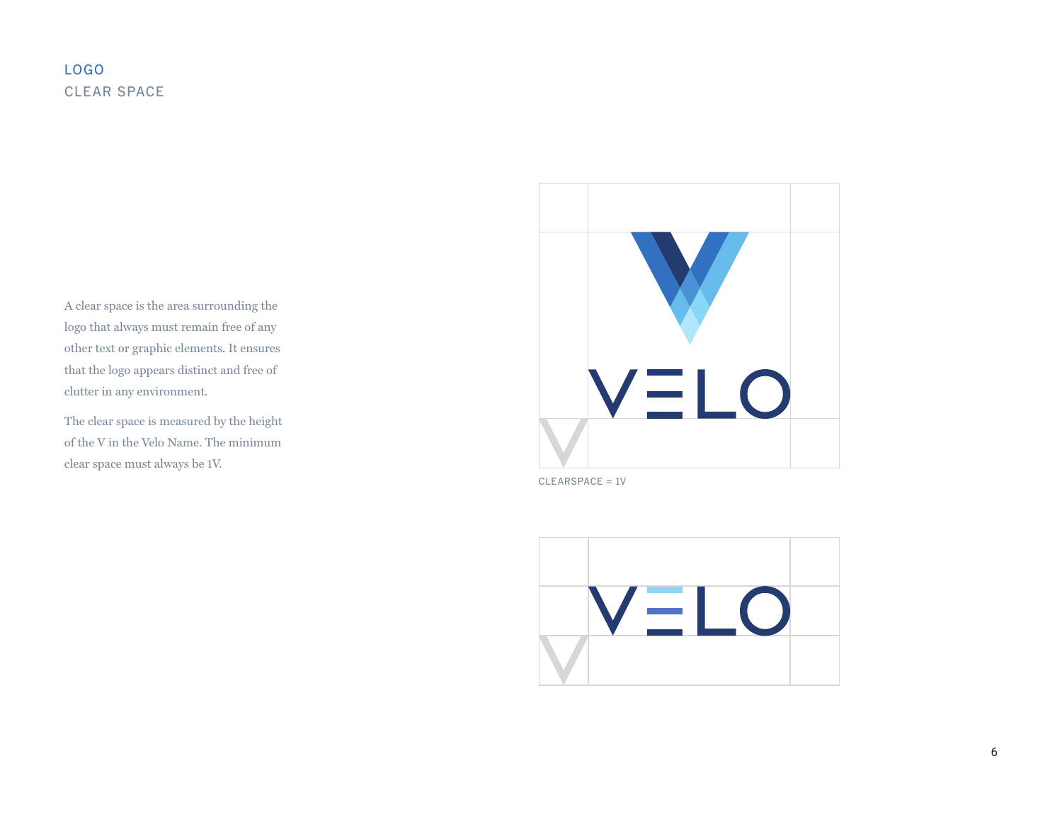## LOGO

### CLEAR SPACE

A clear space is the area surrounding the logo that always must remain free of any other text or graphic elements. It ensures that the logo appears distinct and free of clutter in any environment.

The clear space is measured by the height of the V in the Velo Name. The minimum clear space must always be 1V.

CLEARSPACE = 1V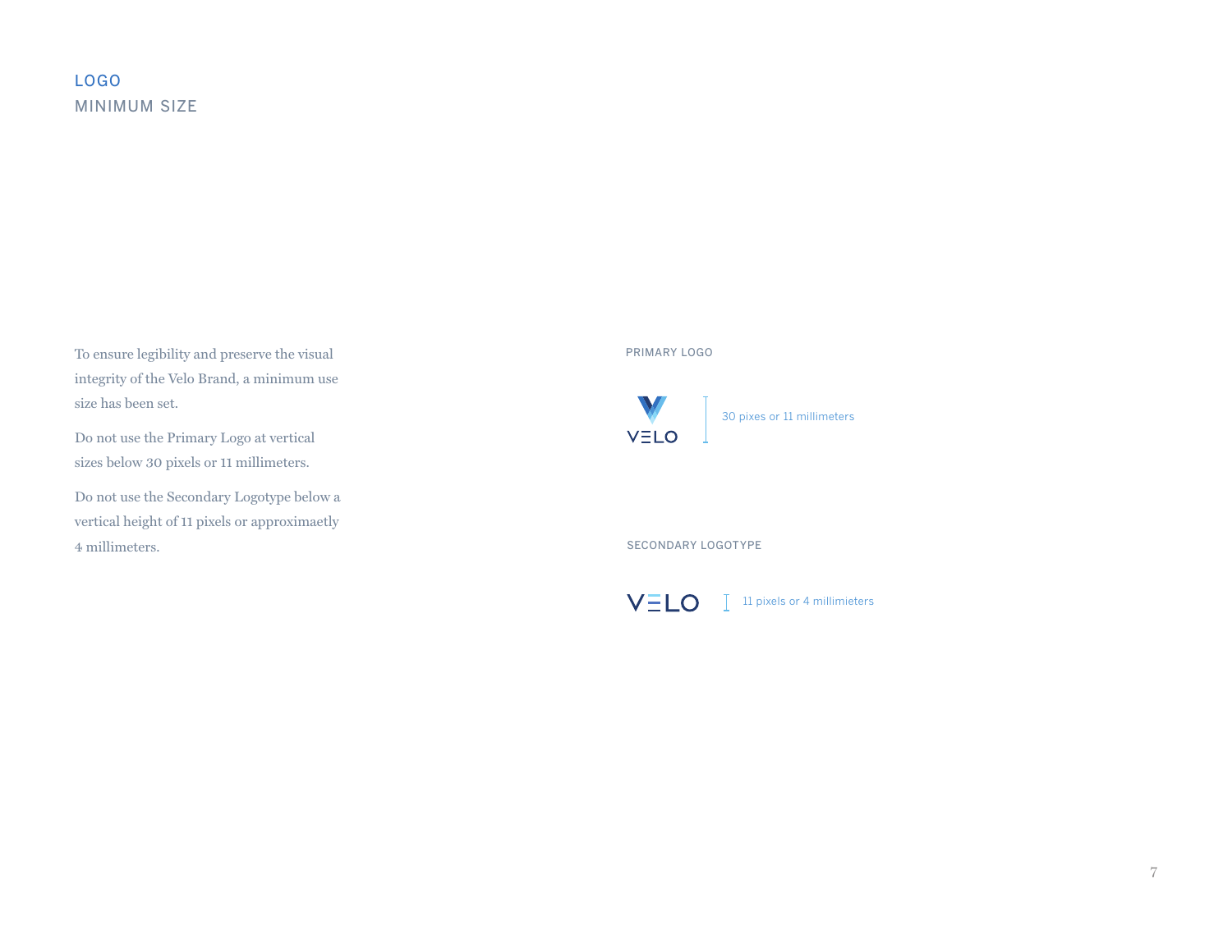# LOGO
## MINIMUM SIZE

To ensure legibility and preserve the visual integrity of the Velo Brand, a minimum use size has been set.

Do not use the Primary Logo at vertical sizes below 30 pixels or 11 millimeters.

Do not use the Secondary Logotype below a vertical height of 11 pixels or approximaetly 4 millimeters.

PRIMARY LOGO

VELO

30 pixes or 11 millimeters

SECONDARY LOGOTYPE

VELO

11 pixels or 4 millimieters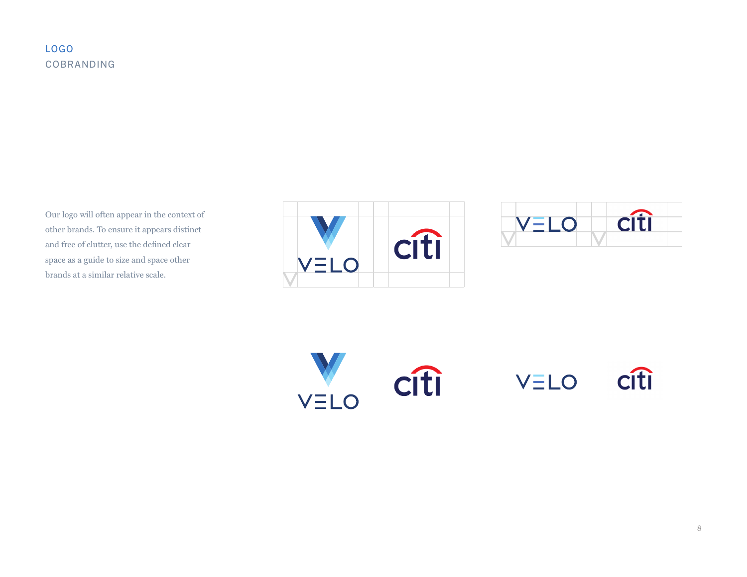LOGO
# COBRANDING

Our logo will often appear in the context of other brands. To ensure it appears distinct and free of clutter, use the defined clear space as a guide to size and space other brands at a similar relative scale.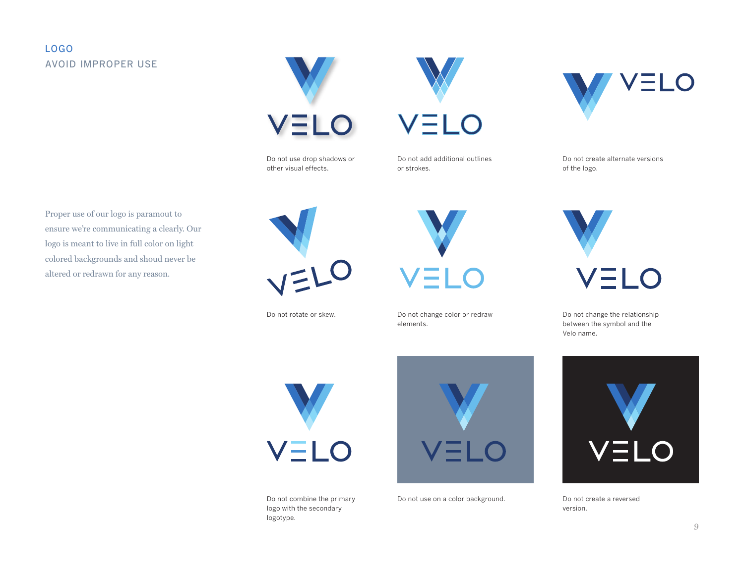## LOGO
## AVOID IMPROPER USE

Proper use of our logo is paramount to ensure we're communicating a clearly. Our logo is meant to live in full color on light colored backgrounds and shoud never be altered or redrawn for any reason.

Do not use drop shadows or other visual effects.

Do not add additional outlines or strokes.

Do not create alternate versions of the logo.

Do not rotate or skew.

Do not change color or redraw elements.

Do not change the relationship between the symbol and the Velo name.

Do not combine the primary logo with the secondary logotype.

Do not use on a color background.

Do not create a reversed version.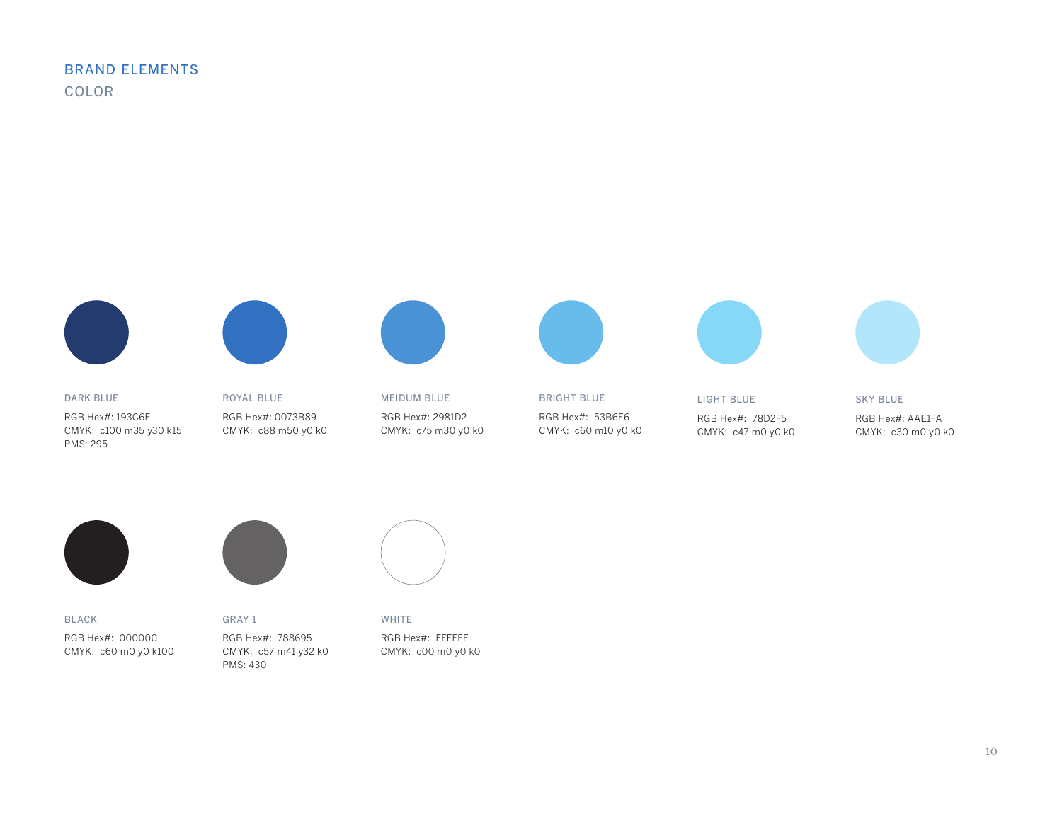## BRAND ELEMENTS

### COLOR

DARK BLUE
RGB Hex#: 193C6E
CMYK: c100 m35 y30 k15
PMS: 295

ROYAL BLUE
RGB Hex#: 0073B89
CMYK: c88 m50 y0 k0

MEIDUM BLUE
RGB Hex#: 2981D2
CMYK: c75 m30 y0 k0

BRIGHT BLUE
RGB Hex#: 53B6E6
CMYK: c60 m10 y0 k0

LIGHT BLUE
RGB Hex#: 78D2F5
CMYK: c47 m0 y0 k0

SKY BLUE
RGB Hex#: AAE1FA
CMYK: c30 m0 y0 k0

BLACK
RGB Hex#: 000000
CMYK: c60 m0 y0 k100

GRAY 1
RGB Hex#: 788695
CMYK: c57 m41 y32 k0
PMS: 430

WHITE
RGB Hex#: FFFFFF
CMYK: c00 m0 y0 k0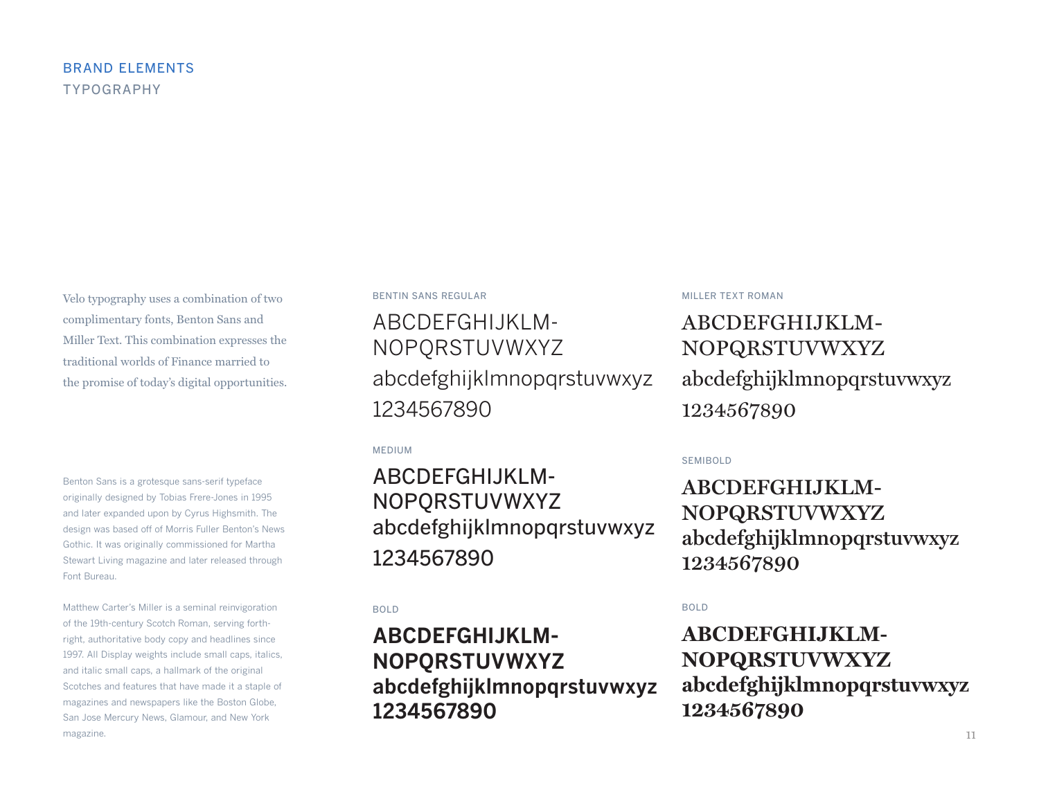# BRAND ELEMENTS

## TYPOGRAPHY

Velo typography uses a combination of two complimentary fonts, Benton Sans and Miller Text. This combination expresses the traditional worlds of Finance married to the promise of today's digital opportunities.

Benton Sans is a grotesque sans-serif typeface originally designed by Tobias Frere-Jones in 1995 and later expanded upon by Cyrus Highsmith. The design was based off of Morris Fuller Benton's News Gothic. It was originally commissioned for Martha Stewart Living magazine and later released through Font Bureau.

Matthew Carter's Miller is a seminal reinvigoration of the 19th-century Scotch Roman, serving forth-right, authoritative body copy and headlines since 1997. All Display weights include small caps, italics, and italic small caps, a hallmark of the original Scotches and features that have made it a staple of magazines and newspapers like the Boston Globe, San Jose Mercury News, Glamour, and New York magazine.

### BENTIN SANS REGULAR

ABCDEFGHIJKLM-
NOPQRSTUVWXYZ
abcdefghijklmnopqrstuvwxyz
1234567890

### MEDIUM

ABCDEFGHIJKLM-
NOPQRSTUVWXYZ
abcdefghijklmnopqrstuvwxyz
1234567890

### BOLD

**ABCDEFGHIJKLM-**
**NOPQRSTUVWXYZ**
**abcdefghijklmnopqrstuvwxyz**
**1234567890**

### MILLER TEXT ROMAN

ABCDEFGHIJKLM-
NOPQRSTUVWXYZ
abcdefghijklmnopqrstuvwxyz
1234567890

### SEMIBOLD

ABCDEFGHIJKLM-
NOPQRSTUVWXYZ
abcdefghijklmnopqrstuvwxyz
1234567890

### BOLD

**ABCDEFGHIJKLM-**
**NOPQRSTUVWXYZ**
**abcdefghijklmnopqrstuvwxyz**
**1234567890**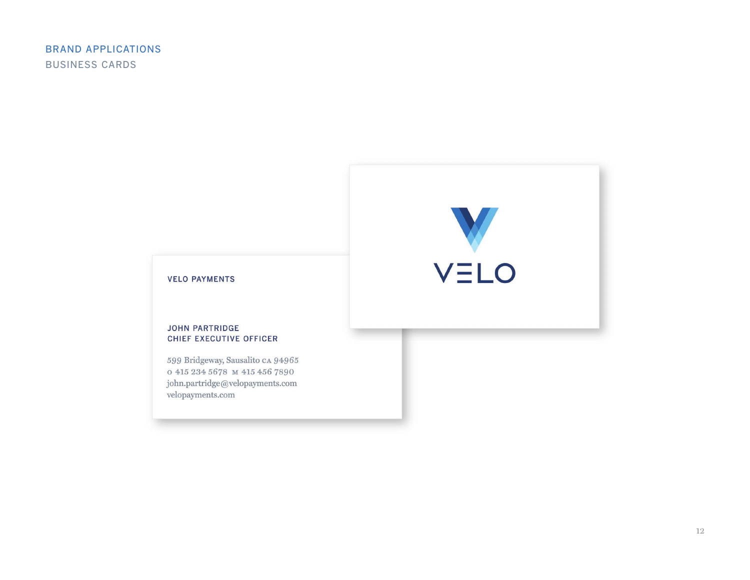## BRAND APPLICATIONS

### BUSINESS CARDS

VELO PAYMENTS

JOHN PARTRIDGE
CHIEF EXECUTIVE OFFICER

599 Bridgeway, Sausalito CA 94965
O 415 234 5678 M 415 456 7890
john.partridge@velopayments.com
velopayments.com

VELO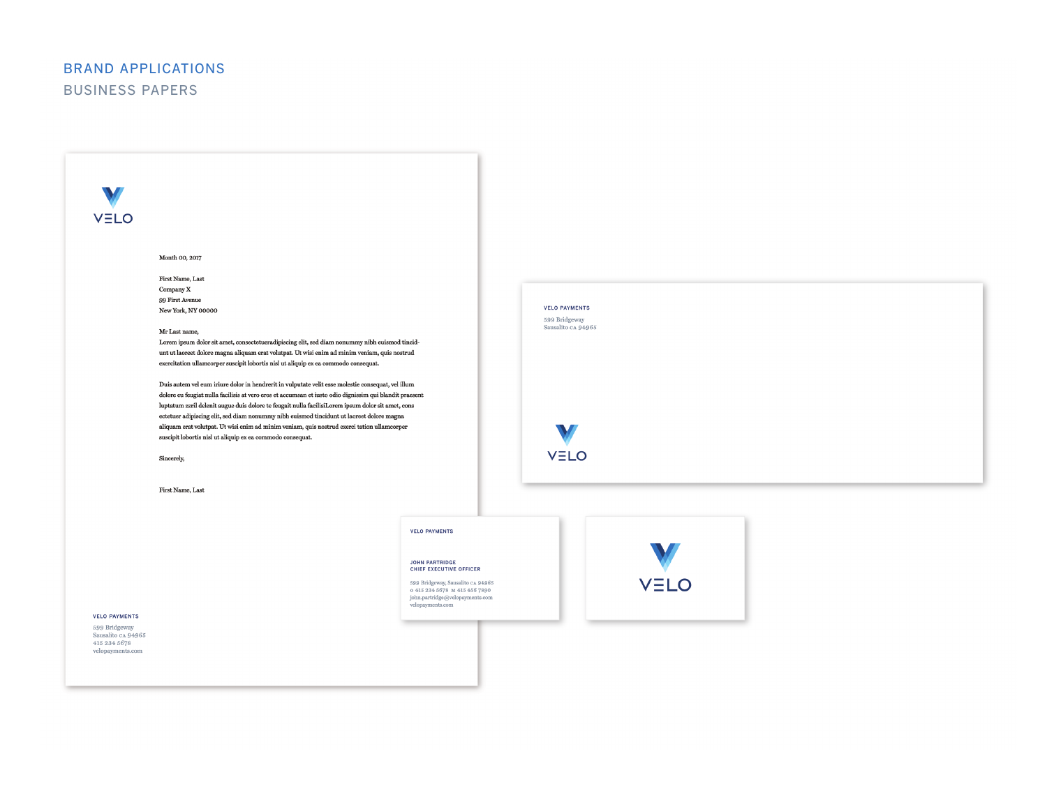# BRAND APPLICATIONS

## BUSINESS PAPERS

VELO

Month 00, 2017

First Name, Last
Company X
99 First Avenue
New York, NY 00000

Mr Last name,
Lorem ipsum dolor sit amet, consectetueradipiscing elit, sed diam nonummy nibh euismod tincid-unt ut laoreet dolore magna aliquam erat volutpat. Ut wisi enim ad minim veniam, quis nostrud exercitation ullamcorper suscipit lobortis nisl ut aliquip ex ea commodo consequat.

Duis autem vel eum iriure dolor in hendrerit in vulputate velit esse molestie consequat, vel illum dolore eu feugiat nulla facilisis at vero eros et accumsan et iusto odio dignissim qui blandit praesent luptatum zzril delenit augue duis dolore te feugait nulla facilisiLorem ipsum dolor sit amet, cons ectetuer adipiscing elit, sed diam nonummy nibh euismod tincidunt ut laoreet dolore magna aliquam erat volutpat. Ut wisi enim ad minim veniam, quis nostrud exerci tation ullamcorper suscipit lobortis nisl ut aliquip ex ea commodo consequat.

Sincerely,

First Name, Last

VELO PAYMENTS
599 Bridgeway
Sausalito CA 94965
415 234 5678
velopayments.com

VELO PAYMENTS
599 Bridgeway
Sausalito CA 94965

VELO

VELO PAYMENTS

JOHN PARTRIDGE
CHIEF EXECUTIVE OFFICER

599 Bridgeway, Sausalito CA 94965
O 415 234 5678 M 415 456 7890
john.partridge@velopayments.com
velopayments.com

VELO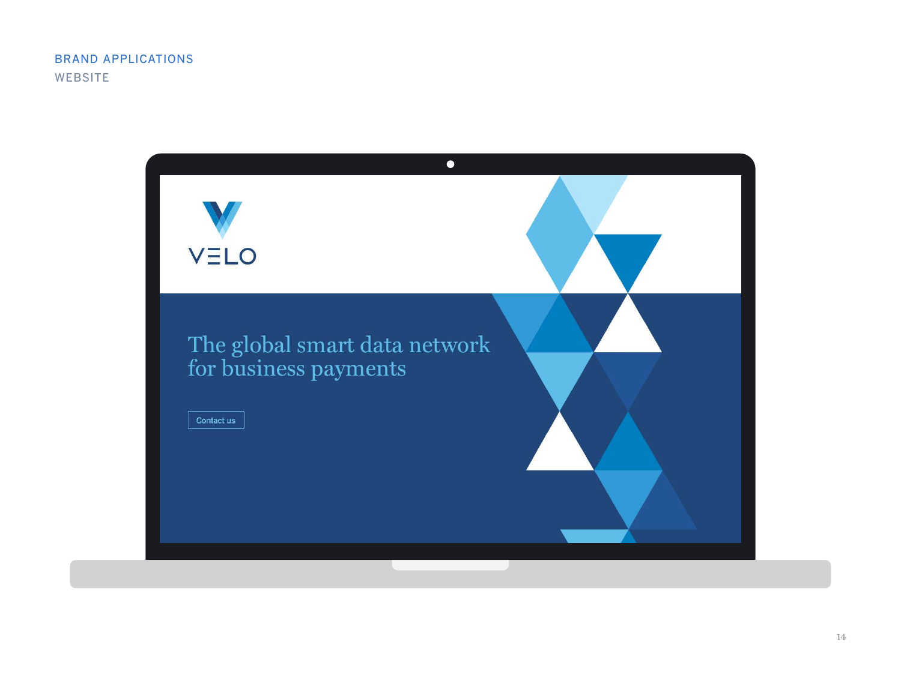## BRAND APPLICATIONS

### WEBSITE

VELO

The global smart data network for business payments

Contact us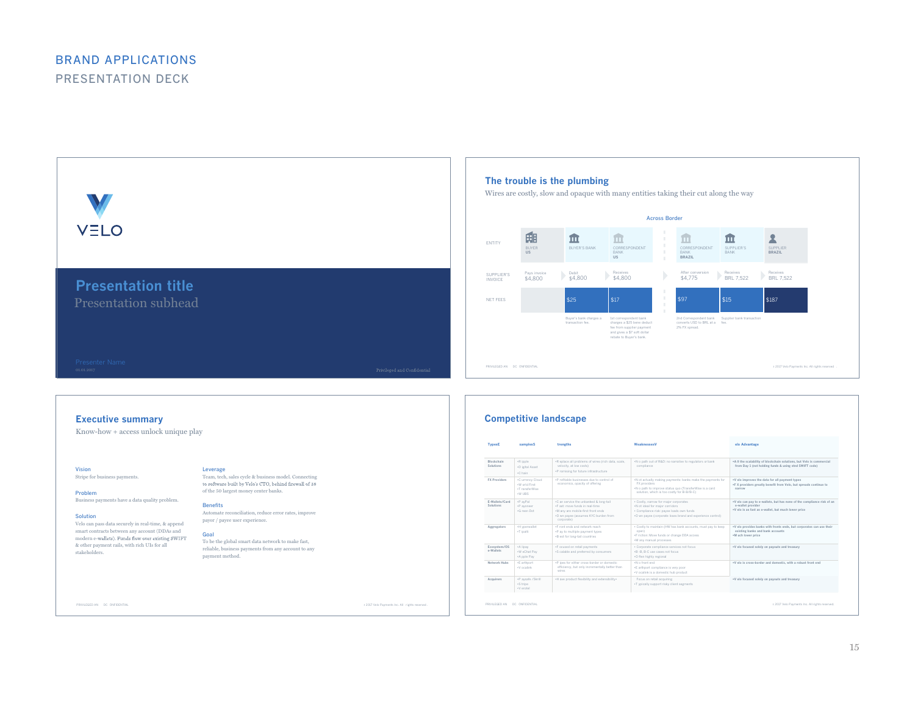# BRAND APPLICATIONS

## PRESENTATION DECK

VELO

**Presentation title**

Presentation subhead

Presenter Name

01.01.2017

Privileged and Confidential

### The trouble is the plumbing

Wires are costly, slow and opaque with many entities taking their cut along the way

Across Border

| ENTITY | BUYER US | BUYER'S BANK | CORRESPONDENT BANK US | CORRESPONDENT BANK BRAZIL | SUPPLIER'S BANK | SUPPLIER BRAZIL |
|---|---|---|---|---|---|---|
| SUPPLIER'S INVOICE | Pays invoice $4,800 | Debit $4,800 | Receives $4,800 | After conversion $4,775 | Receives BRL 7,522 | Receives BRL 7,522 |
| NET FEES | | $25 | $17 | $97 | $15 | $187 |
| | | Buyer's bank charges a transaction fee. | 1st correspondent bank charges a $25 bene deduct fee from supplier payment and gives a $7 soft dollar rebate to Buyer's bank. | 2nd Correspondent bank converts USD to BRL at a 2% FX spread. | Supplier bank transaction fee. | |

### Executive summary

Know-how + access unlock unique play

**Vision**
Stripe for business payments.

**Problem**
Business payments have a data quality problem.

**Solution**
Velo can pass data securely in real-time, & append smart contracts between any account (DDAs and modern e-wallets). Funds flow over existing SWIFT & other payment rails, with rich UIs for all stakeholders.

**Leverage**
Team, tech, sales cycle & business model. Connecting to software built by Velo's CTO, behind firewall of 38 of the 50 largest money center banks.

**Benefits**
Automate reconciliation, reduce error rates, improve payor / payee user experience.

**Goal**
To be the global smart data network to make fast, reliable, business payments from any account to any payment method.

### Competitive landscape

| Types | Examples | Strengths | Weaknesses | Velo Advantage |
|---|---|---|---|---|
| Blockchain Solutions | Ripple, Digital Asset, Chain | Replace all problems of wires (rich data, costs, velocity, at low costs); Promising for future infrastructure | No path out of R&D, no narrative to regulators or bank compliance | All the scalability of blockchain solutions, but Velo is commercial from Day 1 (not holding funds & using std SWIFT code) |
| FX Providers | Currency Cloud, Western Union, TransferWise, UBS | Profitable businesses due to control of economics, opacity of offering | Not actually making payments; banks make the payments for FX providers; No path to improve status quo (TransferWise is a card solution, which is too costly for B-B/B-C) | Velo improves the data for all payment types; FX providers greatly benefit from Velo, but spreads continue to narrow |
| E-Wallets/Card Solutions | PayPal, Payoneer, Green Dot | Can service the unbanked & long-tail; Fast; move funds in real-time; Many are mobile-first front ends; Own payees (assumes KYC burden from corporate) | Costly, narrow for major corporates; Not ideal for major corridors; Compliance risk: payee loads own funds; Own payee (corporate loses brand and experience control) | Velo can pay to e-wallets, but has none of the compliance risk of an e-wallet provider; Velo is as fast as e-wallet, but much lower price |
| Aggregators | Hyperwallet, Tipalti | Front ends and network reach; Pay to multiple payment types; Best for long-tail countries | Costly to maintain (HW has bank accounts, must pay to keep open); Friction: Move funds or change DDA access; Many manual processes | Velo provides banks with fronts ends, but corporates can use their existing banks and bank accounts; Much lower price |
| Ecosystem/OS e-Wallets | Alipay, WeChat Pay, Apple Pay | Focused on retail payments; Scalable and preferred by consumers | Corporate compliance services not focus; B-B, B-C use cases not focus; Often highly regional | Velo focused solely on payouts and treasury |
| Network Hubs | Earthport, Veem, Ocelink | Fees for either cross-border or domestic efficiency, but only incrementally better than wires | No front end; Earthport compliance is very poor; Ocelink is a domestic hub product | Velo is cross-border and domestic, with a robust front end |
| Acquirers | Payoneer/Skrill, Stripe, Vantiv | Has product flexibility and extensibility | Focus on retail acquiring; Typically support risky client segments | Velo focused solely on payouts and treasury |